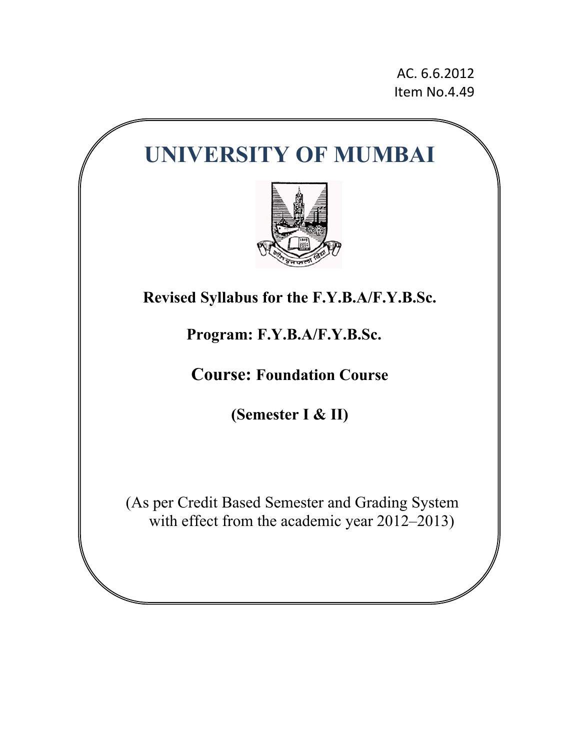AC. 6.6.2012
Item No.4.49

# UNIVERSITY OF MUMBAI

**Revised Syllabus for the F.Y.B.A/F.Y.B.Sc.**

**Program: F.Y.B.A/F.Y.B.Sc.**

**Course: Foundation Course**

**(Semester I & II)**

(As per Credit Based Semester and Grading System with effect from the academic year 2012–2013)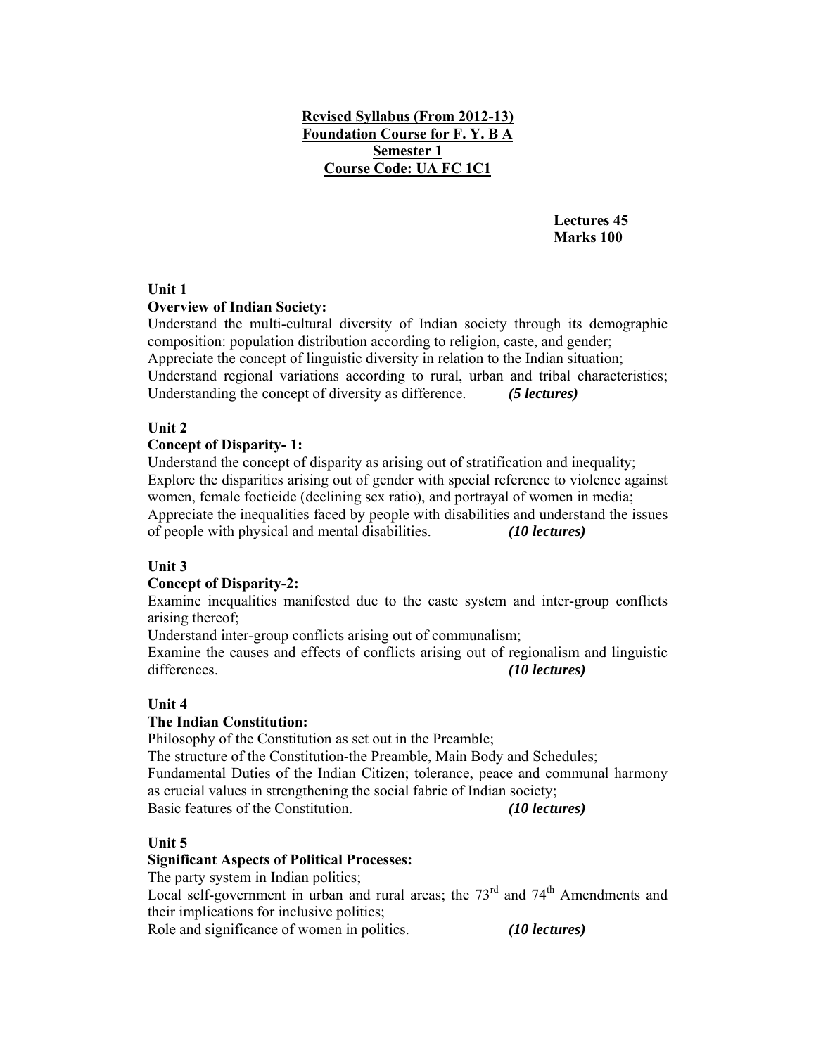**Revised Syllabus (From 2012-13)**
**Foundation Course for F. Y. B A**
**Semester 1**
**Course Code: UA FC 1C1**

**Lectures 45**
**Marks 100**

**Unit 1**

**Overview of Indian Society:**

Understand the multi-cultural diversity of Indian society through its demographic composition: population distribution according to religion, caste, and gender;
Appreciate the concept of linguistic diversity in relation to the Indian situation;
Understand regional variations according to rural, urban and tribal characteristics;
Understanding the concept of diversity as difference. ***(5 lectures)***

**Unit 2**

**Concept of Disparity- 1:**

Understand the concept of disparity as arising out of stratification and inequality;
Explore the disparities arising out of gender with special reference to violence against women, female foeticide (declining sex ratio), and portrayal of women in media;
Appreciate the inequalities faced by people with disabilities and understand the issues of people with physical and mental disabilities. ***(10 lectures)***

**Unit 3**

**Concept of Disparity-2:**

Examine inequalities manifested due to the caste system and inter-group conflicts arising thereof;
Understand inter-group conflicts arising out of communalism;
Examine the causes and effects of conflicts arising out of regionalism and linguistic differences. ***(10 lectures)***

**Unit 4**

**The Indian Constitution:**

Philosophy of the Constitution as set out in the Preamble;
The structure of the Constitution-the Preamble, Main Body and Schedules;
Fundamental Duties of the Indian Citizen; tolerance, peace and communal harmony as crucial values in strengthening the social fabric of Indian society;
Basic features of the Constitution. ***(10 lectures)***

**Unit 5**

**Significant Aspects of Political Processes:**

The party system in Indian politics;
Local self-government in urban and rural areas; the 73rd and 74th Amendments and their implications for inclusive politics;
Role and significance of women in politics. ***(10 lectures)***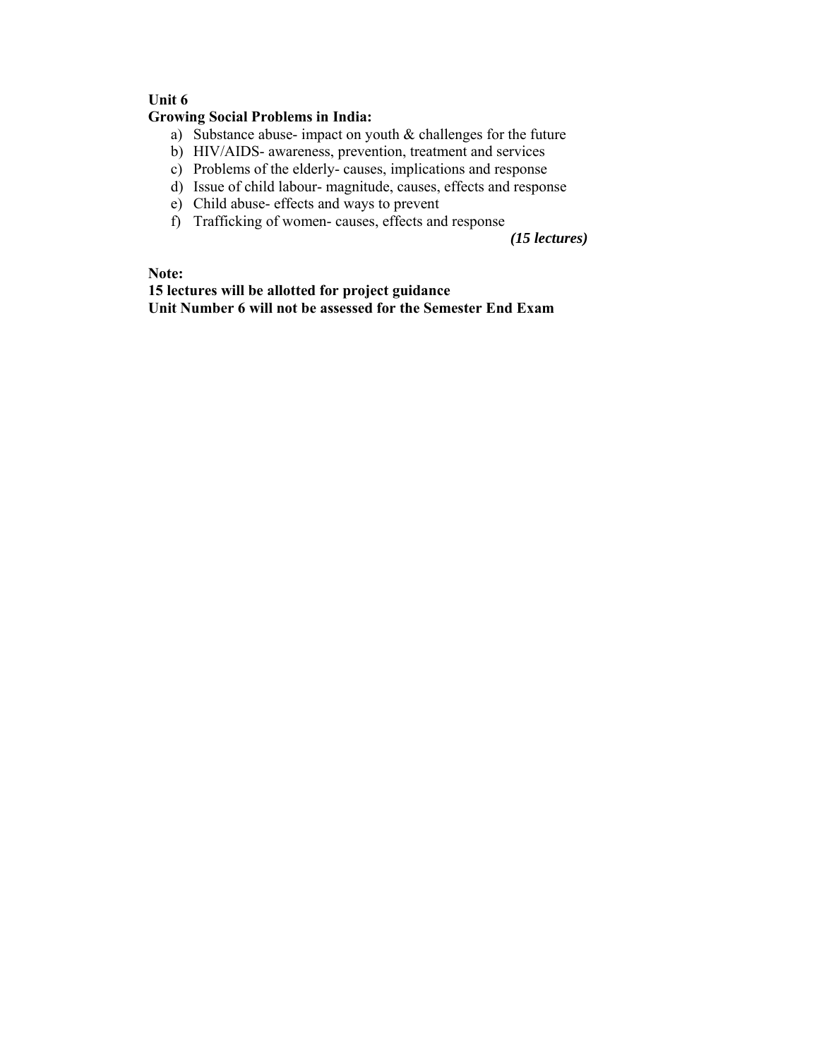**Unit 6**

**Growing Social Problems in India:**

a) Substance abuse- impact on youth & challenges for the future
b) HIV/AIDS- awareness, prevention, treatment and services
c) Problems of the elderly- causes, implications and response
d) Issue of child labour- magnitude, causes, effects and response
e) Child abuse- effects and ways to prevent
f) Trafficking of women- causes, effects and response

***(15 lectures)***

**Note:**

**15 lectures will be allotted for project guidance**

**Unit Number 6 will not be assessed for the Semester End Exam**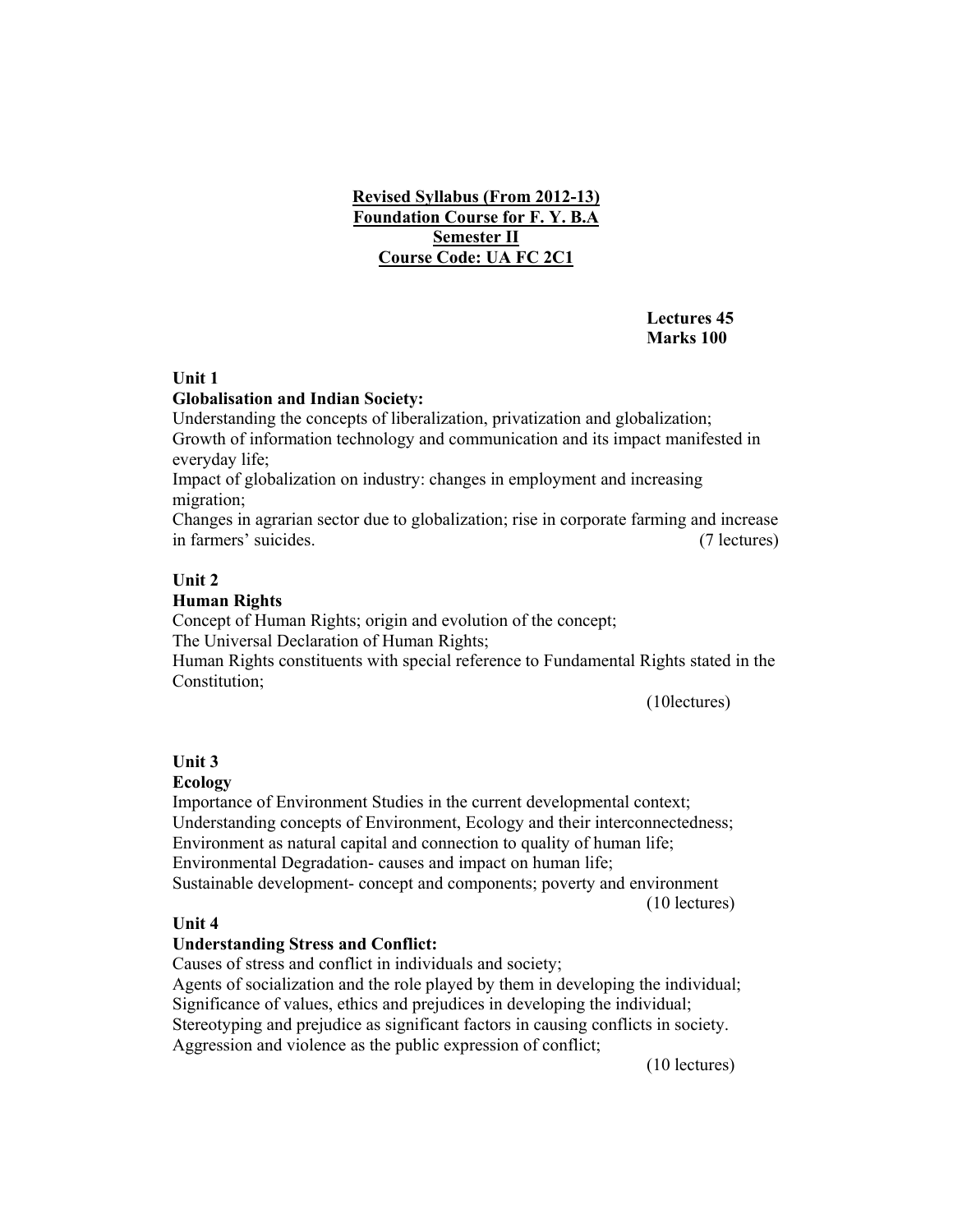**Revised Syllabus (From 2012-13)**
**Foundation Course for F. Y. B.A**
**Semester II**
**Course Code: UA FC 2C1**

**Lectures 45**
**Marks 100**

**Unit 1**

**Globalisation and Indian Society:**

Understanding the concepts of liberalization, privatization and globalization;
Growth of information technology and communication and its impact manifested in everyday life;
Impact of globalization on industry: changes in employment and increasing migration;
Changes in agrarian sector due to globalization; rise in corporate farming and increase in farmers' suicides. (7 lectures)

**Unit 2**

**Human Rights**

Concept of Human Rights; origin and evolution of the concept;
The Universal Declaration of Human Rights;
Human Rights constituents with special reference to Fundamental Rights stated in the Constitution;

(10lectures)

**Unit 3**

**Ecology**

Importance of Environment Studies in the current developmental context;
Understanding concepts of Environment, Ecology and their interconnectedness;
Environment as natural capital and connection to quality of human life;
Environmental Degradation- causes and impact on human life;
Sustainable development- concept and components; poverty and environment

(10 lectures)

**Unit 4**

**Understanding Stress and Conflict:**

Causes of stress and conflict in individuals and society;
Agents of socialization and the role played by them in developing the individual;
Significance of values, ethics and prejudices in developing the individual;
Stereotyping and prejudice as significant factors in causing conflicts in society.
Aggression and violence as the public expression of conflict;

(10 lectures)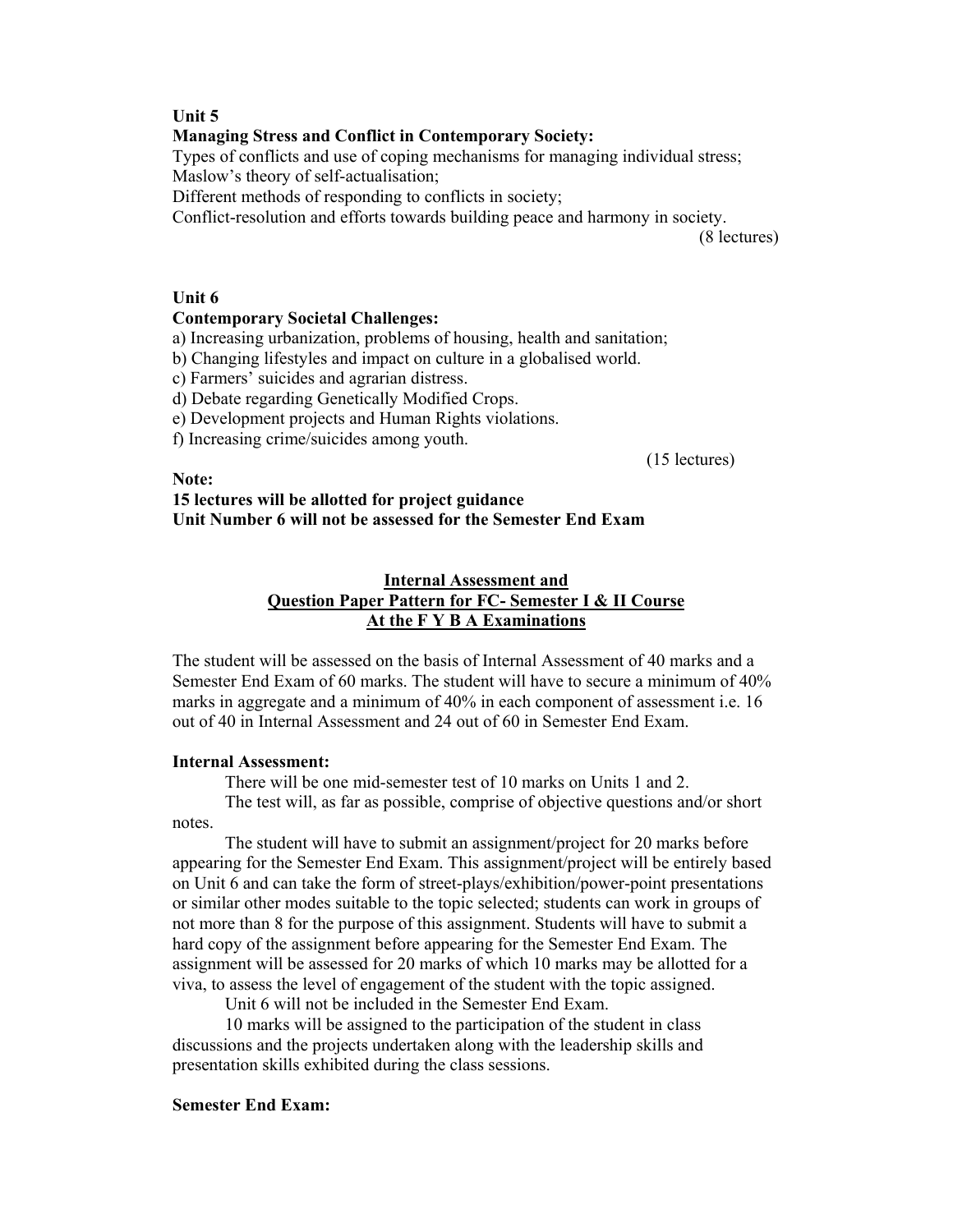**Unit 5**

**Managing Stress and Conflict in Contemporary Society:**

Types of conflicts and use of coping mechanisms for managing individual stress;
Maslow's theory of self-actualisation;
Different methods of responding to conflicts in society;
Conflict-resolution and efforts towards building peace and harmony in society.

(8 lectures)

**Unit 6**

**Contemporary Societal Challenges:**

a) Increasing urbanization, problems of housing, health and sanitation;
b) Changing lifestyles and impact on culture in a globalised world.
c) Farmers' suicides and agrarian distress.
d) Debate regarding Genetically Modified Crops.
e) Development projects and Human Rights violations.
f) Increasing crime/suicides among youth.

(15 lectures)

**Note:**
**15 lectures will be allotted for project guidance**
**Unit Number 6 will not be assessed for the Semester End Exam**

## Internal Assessment and Question Paper Pattern for FC- Semester I & II Course At the F Y B A Examinations

The student will be assessed on the basis of Internal Assessment of 40 marks and a Semester End Exam of 60 marks. The student will have to secure a minimum of 40% marks in aggregate and a minimum of 40% in each component of assessment i.e. 16 out of 40 in Internal Assessment and 24 out of 60 in Semester End Exam.

**Internal Assessment:**

There will be one mid-semester test of 10 marks on Units 1 and 2.

The test will, as far as possible, comprise of objective questions and/or short notes.

The student will have to submit an assignment/project for 20 marks before appearing for the Semester End Exam. This assignment/project will be entirely based on Unit 6 and can take the form of street-plays/exhibition/power-point presentations or similar other modes suitable to the topic selected; students can work in groups of not more than 8 for the purpose of this assignment. Students will have to submit a hard copy of the assignment before appearing for the Semester End Exam. The assignment will be assessed for 20 marks of which 10 marks may be allotted for a viva, to assess the level of engagement of the student with the topic assigned.

Unit 6 will not be included in the Semester End Exam.

10 marks will be assigned to the participation of the student in class discussions and the projects undertaken along with the leadership skills and presentation skills exhibited during the class sessions.

**Semester End Exam:**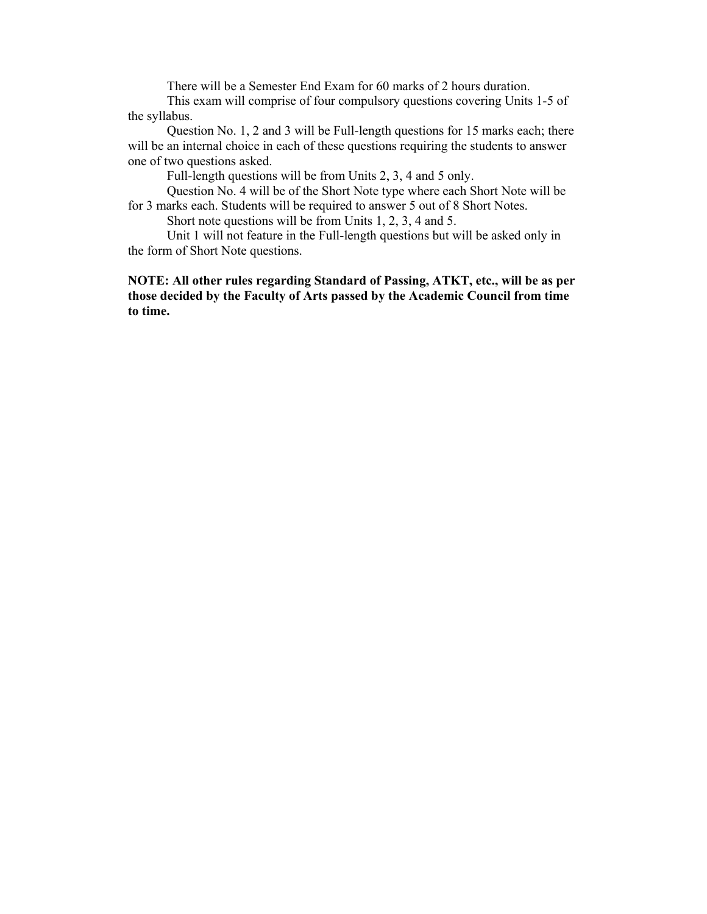There will be a Semester End Exam for 60 marks of 2 hours duration.

This exam will comprise of four compulsory questions covering Units 1-5 of the syllabus.

Question No. 1, 2 and 3 will be Full-length questions for 15 marks each; there will be an internal choice in each of these questions requiring the students to answer one of two questions asked.

Full-length questions will be from Units 2, 3, 4 and 5 only.

Question No. 4 will be of the Short Note type where each Short Note will be for 3 marks each. Students will be required to answer 5 out of 8 Short Notes.

Short note questions will be from Units 1, 2, 3, 4 and 5.

Unit 1 will not feature in the Full-length questions but will be asked only in the form of Short Note questions.

**NOTE: All other rules regarding Standard of Passing, ATKT, etc., will be as per those decided by the Faculty of Arts passed by the Academic Council from time to time.**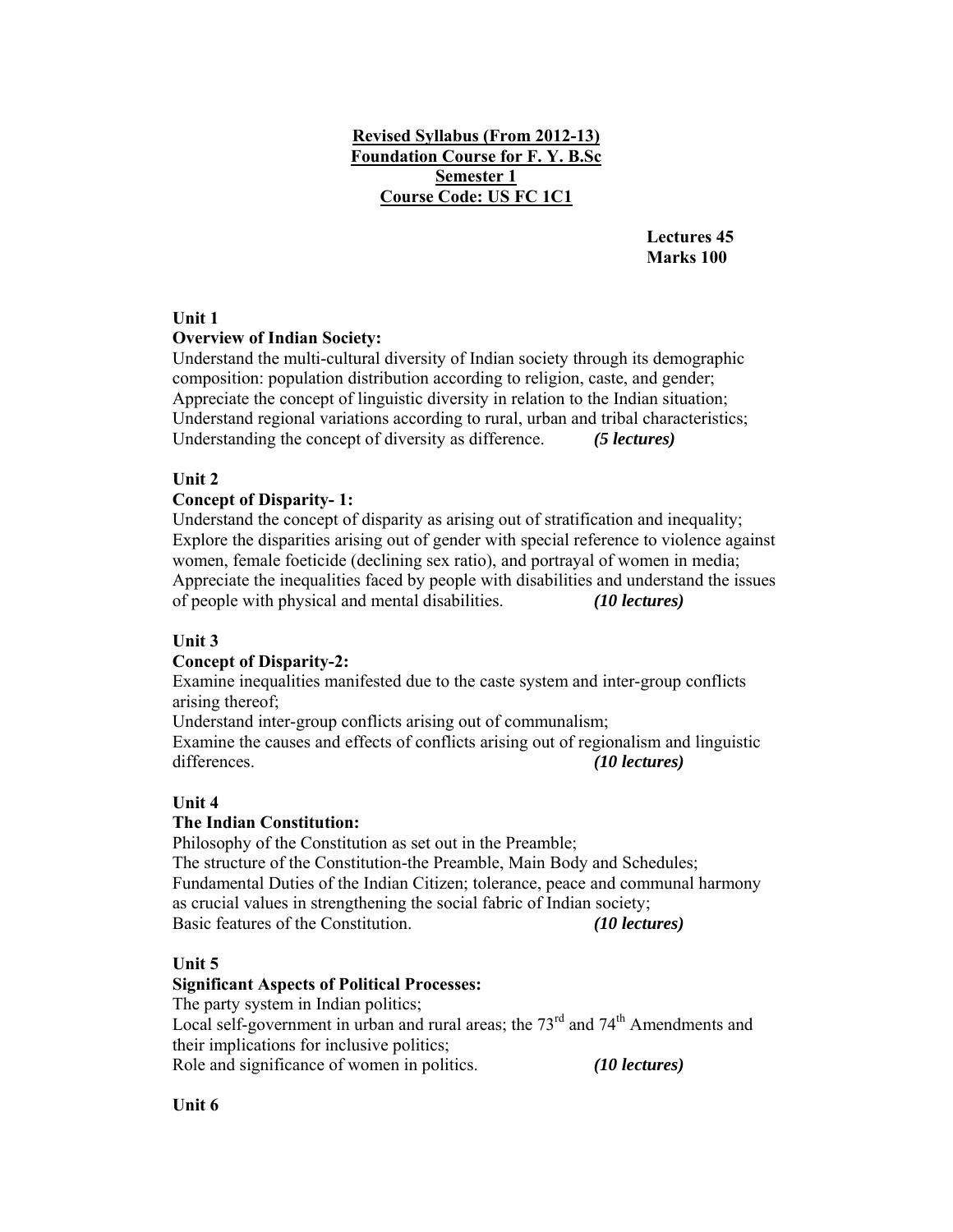**Revised Syllabus (From 2012-13)**
**Foundation Course for F. Y. B.Sc**
**Semester 1**
**Course Code: US FC 1C1**

**Lectures 45**
**Marks 100**

**Unit 1**

**Overview of Indian Society:**

Understand the multi-cultural diversity of Indian society through its demographic composition: population distribution according to religion, caste, and gender; Appreciate the concept of linguistic diversity in relation to the Indian situation; Understand regional variations according to rural, urban and tribal characteristics; Understanding the concept of diversity as difference. ***(5 lectures)***

**Unit 2**

**Concept of Disparity- 1:**

Understand the concept of disparity as arising out of stratification and inequality; Explore the disparities arising out of gender with special reference to violence against women, female foeticide (declining sex ratio), and portrayal of women in media; Appreciate the inequalities faced by people with disabilities and understand the issues of people with physical and mental disabilities. ***(10 lectures)***

**Unit 3**

**Concept of Disparity-2:**

Examine inequalities manifested due to the caste system and inter-group conflicts arising thereof;

Understand inter-group conflicts arising out of communalism;

Examine the causes and effects of conflicts arising out of regionalism and linguistic differences. ***(10 lectures)***

**Unit 4**

**The Indian Constitution:**

Philosophy of the Constitution as set out in the Preamble;

The structure of the Constitution-the Preamble, Main Body and Schedules;

Fundamental Duties of the Indian Citizen; tolerance, peace and communal harmony as crucial values in strengthening the social fabric of Indian society;

Basic features of the Constitution. ***(10 lectures)***

**Unit 5**

**Significant Aspects of Political Processes:**

The party system in Indian politics;

Local self-government in urban and rural areas; the 73rd and 74th Amendments and their implications for inclusive politics;

Role and significance of women in politics. ***(10 lectures)***

**Unit 6**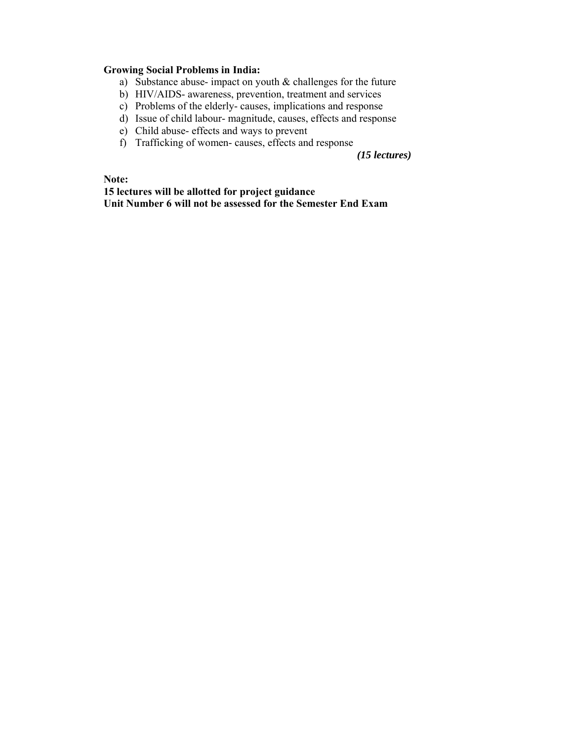**Growing Social Problems in India:**

a) Substance abuse- impact on youth & challenges for the future
b) HIV/AIDS- awareness, prevention, treatment and services
c) Problems of the elderly- causes, implications and response
d) Issue of child labour- magnitude, causes, effects and response
e) Child abuse- effects and ways to prevent
f) Trafficking of women- causes, effects and response

***(15 lectures)***

**Note:**
**15 lectures will be allotted for project guidance**
**Unit Number 6 will not be assessed for the Semester End Exam**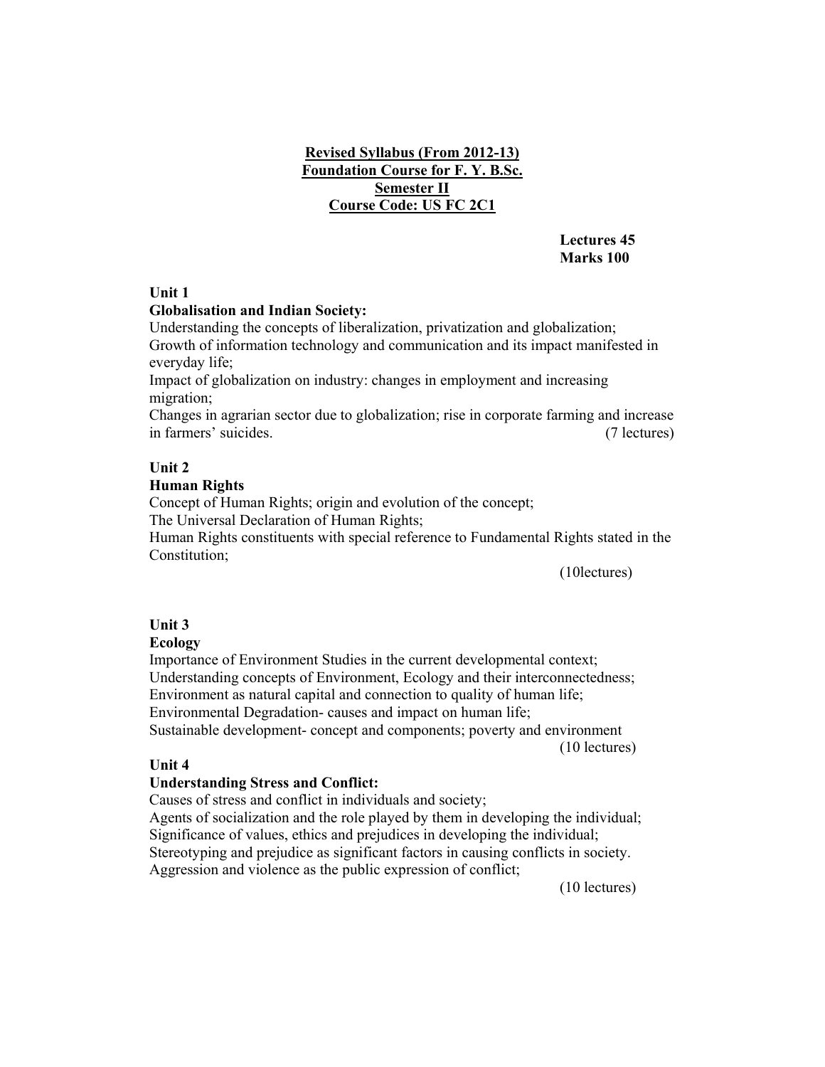**Revised Syllabus (From 2012-13)**
**Foundation Course for F. Y. B.Sc.**
**Semester II**
**Course Code: US FC 2C1**

**Lectures 45**
**Marks 100**

**Unit 1**
**Globalisation and Indian Society:**

Understanding the concepts of liberalization, privatization and globalization;
Growth of information technology and communication and its impact manifested in everyday life;
Impact of globalization on industry: changes in employment and increasing migration;
Changes in agrarian sector due to globalization; rise in corporate farming and increase in farmers' suicides. (7 lectures)

**Unit 2**
**Human Rights**

Concept of Human Rights; origin and evolution of the concept;
The Universal Declaration of Human Rights;
Human Rights constituents with special reference to Fundamental Rights stated in the Constitution;
(10lectures)

**Unit 3**
**Ecology**

Importance of Environment Studies in the current developmental context;
Understanding concepts of Environment, Ecology and their interconnectedness;
Environment as natural capital and connection to quality of human life;
Environmental Degradation- causes and impact on human life;
Sustainable development- concept and components; poverty and environment
(10 lectures)

**Unit 4**
**Understanding Stress and Conflict:**

Causes of stress and conflict in individuals and society;
Agents of socialization and the role played by them in developing the individual;
Significance of values, ethics and prejudices in developing the individual;
Stereotyping and prejudice as significant factors in causing conflicts in society.
Aggression and violence as the public expression of conflict;
(10 lectures)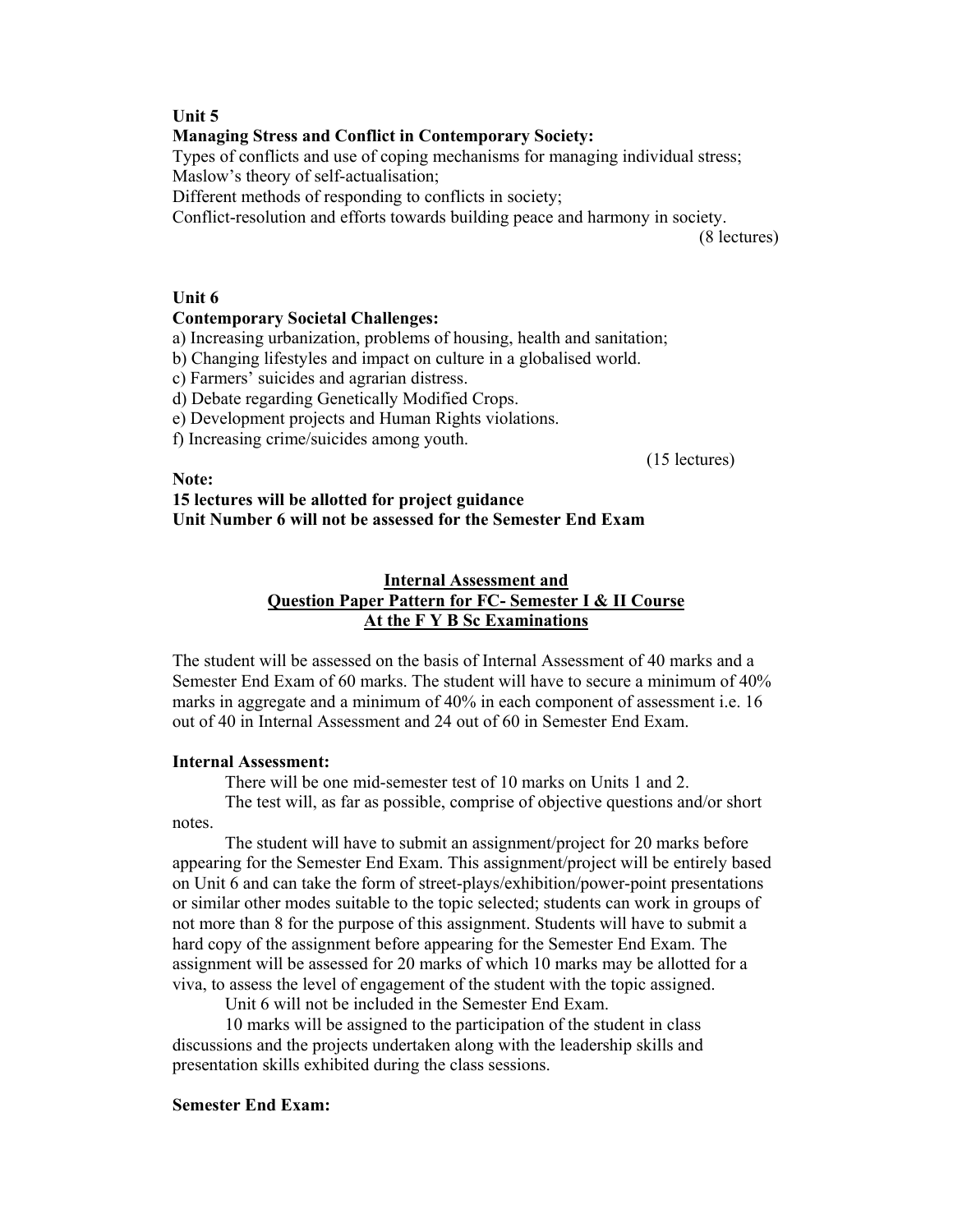**Unit 5**

**Managing Stress and Conflict in Contemporary Society:**

Types of conflicts and use of coping mechanisms for managing individual stress;
Maslow's theory of self-actualisation;
Different methods of responding to conflicts in society;
Conflict-resolution and efforts towards building peace and harmony in society.

(8 lectures)

**Unit 6**

**Contemporary Societal Challenges:**

a) Increasing urbanization, problems of housing, health and sanitation;
b) Changing lifestyles and impact on culture in a globalised world.
c) Farmers' suicides and agrarian distress.
d) Debate regarding Genetically Modified Crops.
e) Development projects and Human Rights violations.
f) Increasing crime/suicides among youth.

(15 lectures)

**Note:**
**15 lectures will be allotted for project guidance**
**Unit Number 6 will not be assessed for the Semester End Exam**

## Internal Assessment and Question Paper Pattern for FC- Semester I & II Course At the F Y B Sc Examinations

The student will be assessed on the basis of Internal Assessment of 40 marks and a Semester End Exam of 60 marks. The student will have to secure a minimum of 40% marks in aggregate and a minimum of 40% in each component of assessment i.e. 16 out of 40 in Internal Assessment and 24 out of 60 in Semester End Exam.

**Internal Assessment:**

There will be one mid-semester test of 10 marks on Units 1 and 2.

The test will, as far as possible, comprise of objective questions and/or short notes.

The student will have to submit an assignment/project for 20 marks before appearing for the Semester End Exam. This assignment/project will be entirely based on Unit 6 and can take the form of street-plays/exhibition/power-point presentations or similar other modes suitable to the topic selected; students can work in groups of not more than 8 for the purpose of this assignment. Students will have to submit a hard copy of the assignment before appearing for the Semester End Exam. The assignment will be assessed for 20 marks of which 10 marks may be allotted for a viva, to assess the level of engagement of the student with the topic assigned.

Unit 6 will not be included in the Semester End Exam.

10 marks will be assigned to the participation of the student in class discussions and the projects undertaken along with the leadership skills and presentation skills exhibited during the class sessions.

**Semester End Exam:**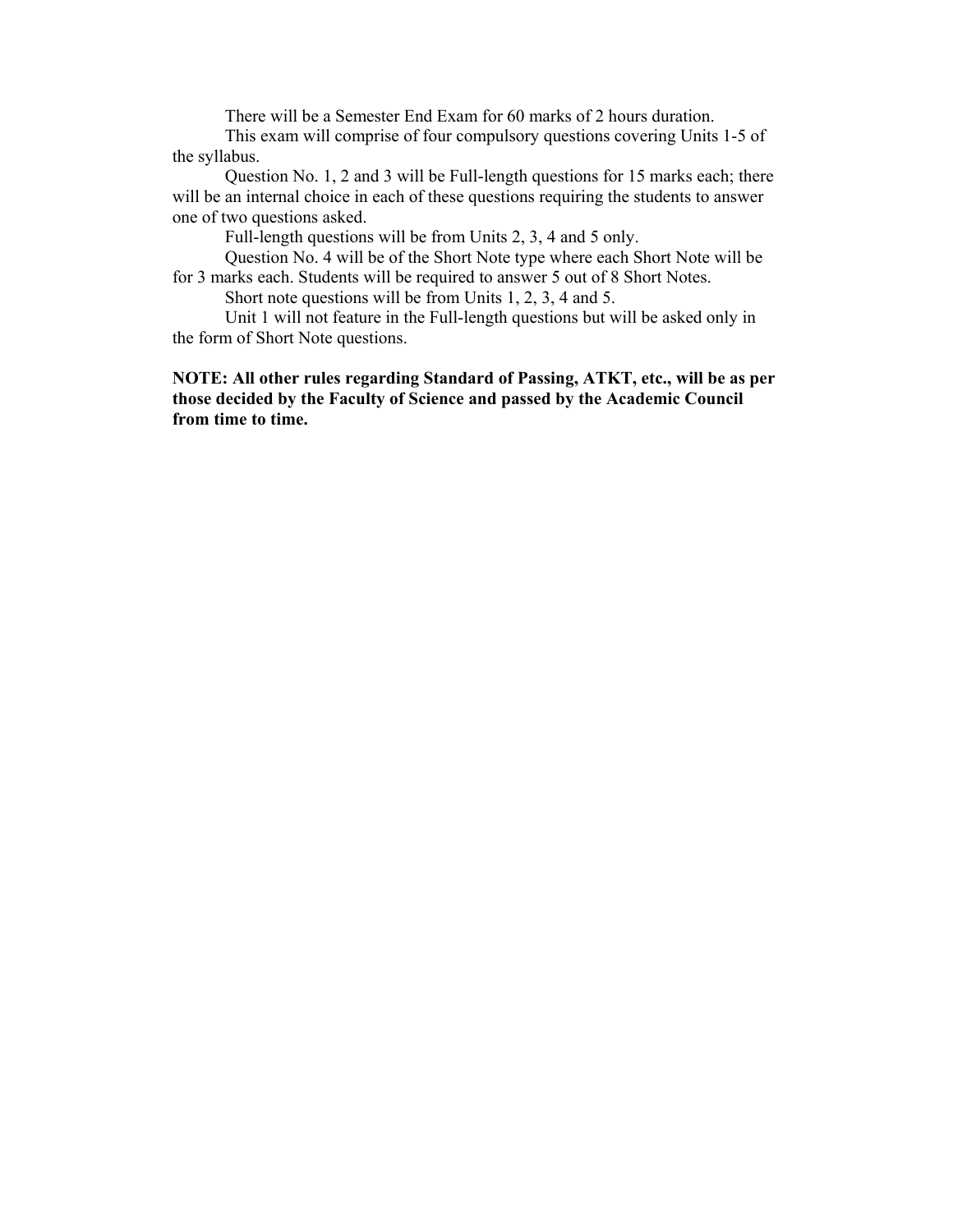There will be a Semester End Exam for 60 marks of 2 hours duration.

This exam will comprise of four compulsory questions covering Units 1-5 of the syllabus.

Question No. 1, 2 and 3 will be Full-length questions for 15 marks each; there will be an internal choice in each of these questions requiring the students to answer one of two questions asked.

Full-length questions will be from Units 2, 3, 4 and 5 only.

Question No. 4 will be of the Short Note type where each Short Note will be for 3 marks each. Students will be required to answer 5 out of 8 Short Notes.

Short note questions will be from Units 1, 2, 3, 4 and 5.

Unit 1 will not feature in the Full-length questions but will be asked only in the form of Short Note questions.

**NOTE: All other rules regarding Standard of Passing, ATKT, etc., will be as per those decided by the Faculty of Science and passed by the Academic Council from time to time.**